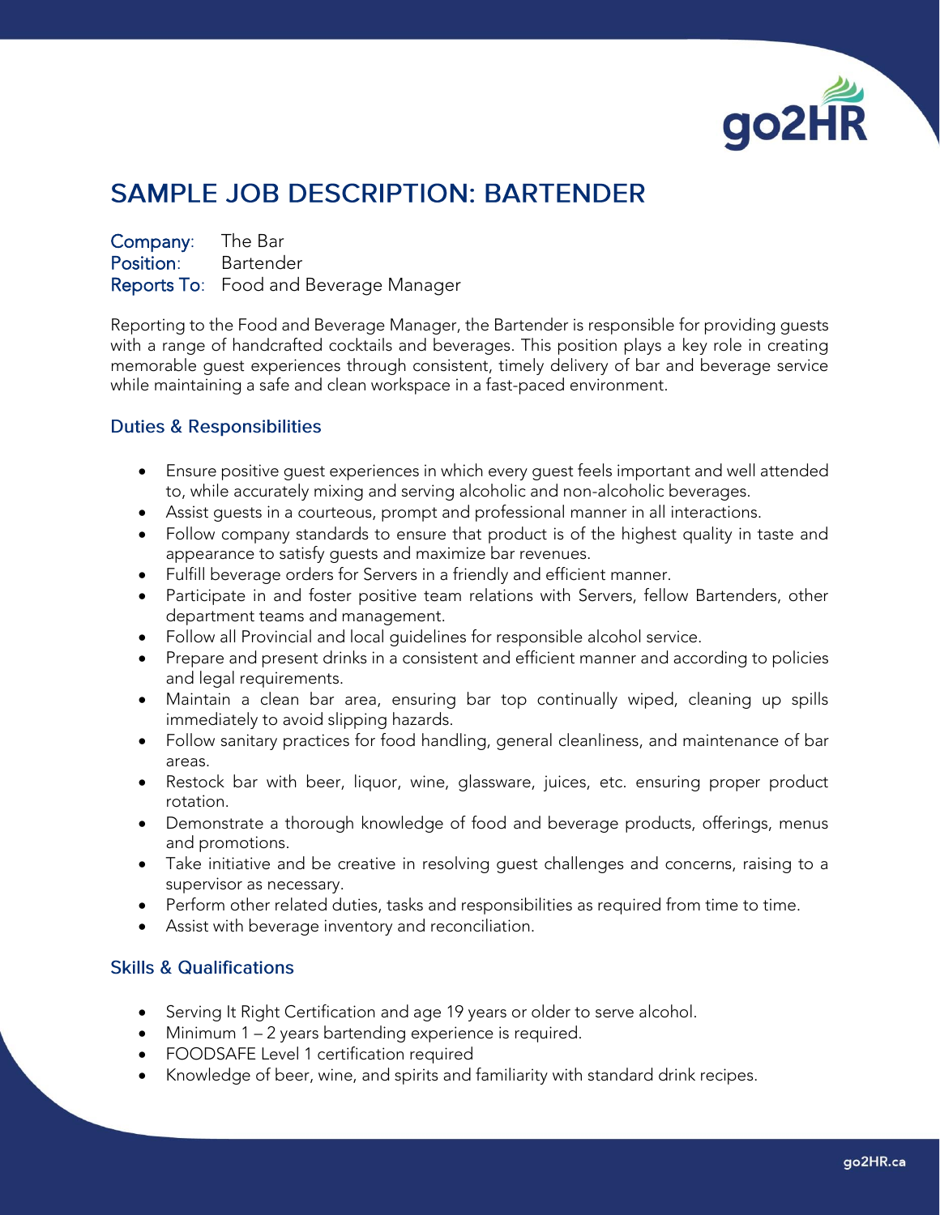# SAMPLE JOB DESCRIPTION: BARTENDER

**Company**: The Bar
**Position**: Bartender
**Reports To**: Food and Beverage Manager

Reporting to the Food and Beverage Manager, the Bartender is responsible for providing guests with a range of handcrafted cocktails and beverages. This position plays a key role in creating memorable guest experiences through consistent, timely delivery of bar and beverage service while maintaining a safe and clean workspace in a fast-paced environment.

## Duties & Responsibilities

- Ensure positive guest experiences in which every guest feels important and well attended to, while accurately mixing and serving alcoholic and non-alcoholic beverages.
- Assist guests in a courteous, prompt and professional manner in all interactions.
- Follow company standards to ensure that product is of the highest quality in taste and appearance to satisfy guests and maximize bar revenues.
- Fulfill beverage orders for Servers in a friendly and efficient manner.
- Participate in and foster positive team relations with Servers, fellow Bartenders, other department teams and management.
- Follow all Provincial and local guidelines for responsible alcohol service.
- Prepare and present drinks in a consistent and efficient manner and according to policies and legal requirements.
- Maintain a clean bar area, ensuring bar top continually wiped, cleaning up spills immediately to avoid slipping hazards.
- Follow sanitary practices for food handling, general cleanliness, and maintenance of bar areas.
- Restock bar with beer, liquor, wine, glassware, juices, etc. ensuring proper product rotation.
- Demonstrate a thorough knowledge of food and beverage products, offerings, menus and promotions.
- Take initiative and be creative in resolving guest challenges and concerns, raising to a supervisor as necessary.
- Perform other related duties, tasks and responsibilities as required from time to time.
- Assist with beverage inventory and reconciliation.

## Skills & Qualifications

- Serving It Right Certification and age 19 years or older to serve alcohol.
- Minimum 1 – 2 years bartending experience is required.
- FOODSAFE Level 1 certification required
- Knowledge of beer, wine, and spirits and familiarity with standard drink recipes.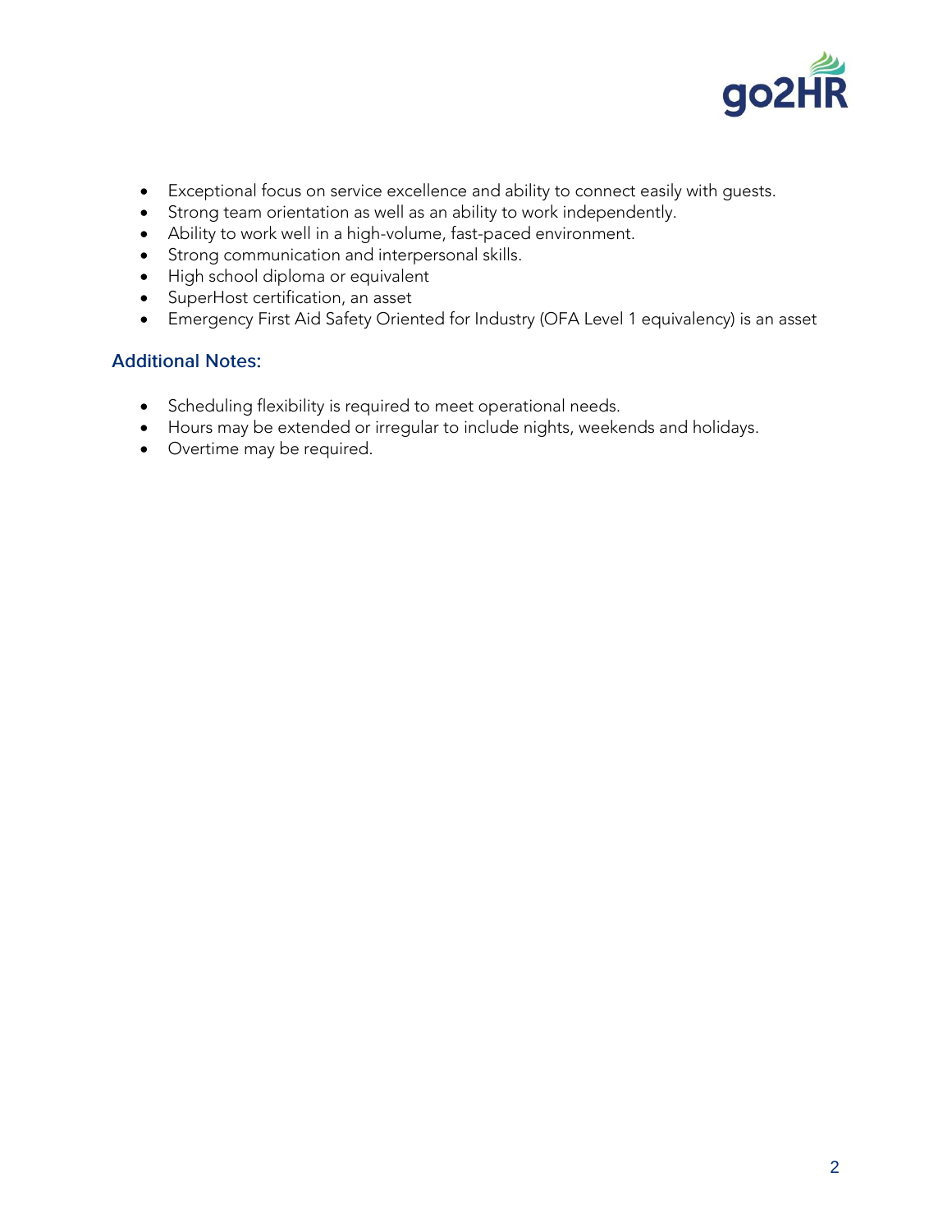- Exceptional focus on service excellence and ability to connect easily with guests.
- Strong team orientation as well as an ability to work independently.
- Ability to work well in a high-volume, fast-paced environment.
- Strong communication and interpersonal skills.
- High school diploma or equivalent
- SuperHost certification, an asset
- Emergency First Aid Safety Oriented for Industry (OFA Level 1 equivalency) is an asset

## Additional Notes:

- Scheduling flexibility is required to meet operational needs.
- Hours may be extended or irregular to include nights, weekends and holidays.
- Overtime may be required.